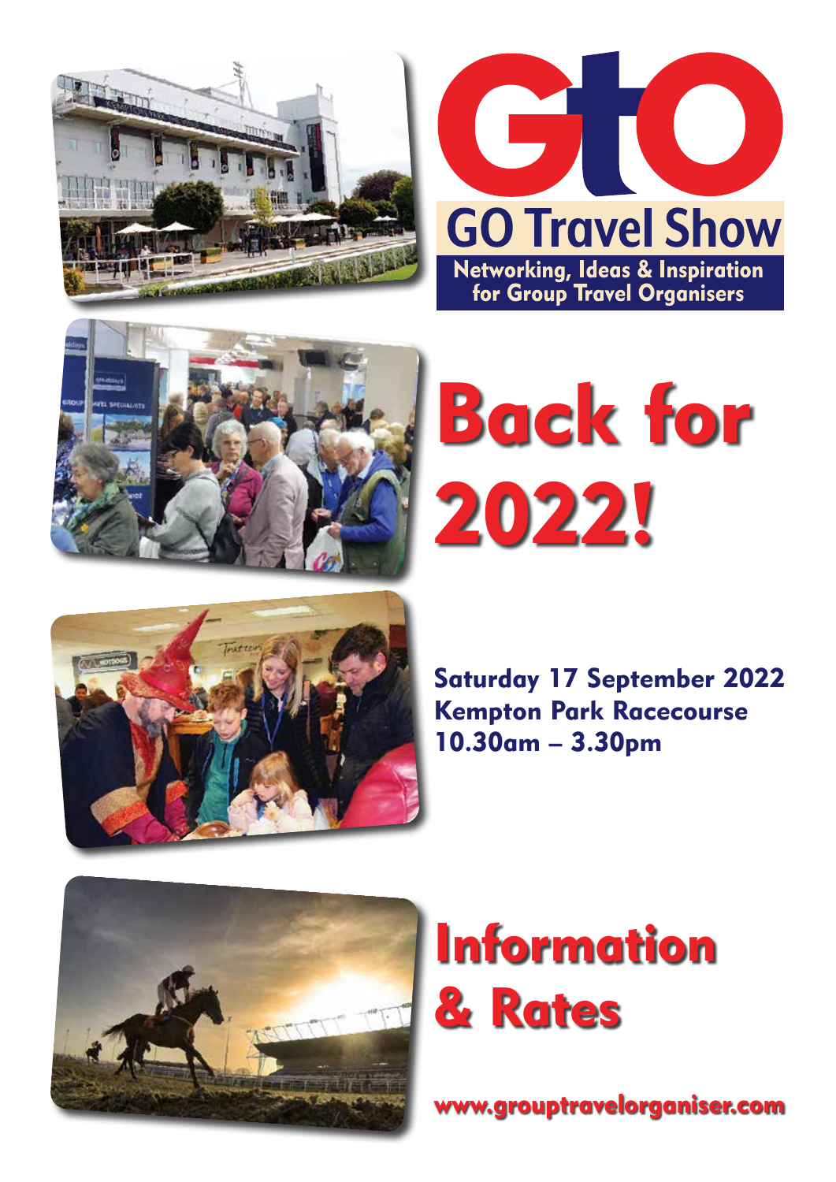# GtO

## GO Travel Show

**Networking, Ideas & Inspiration for Group Travel Organisers**

# Back for 2022!

**Saturday 17 September 2022**
**Kempton Park Racecourse**
**10.30am – 3.30pm**

# Information & Rates

**www.grouptravelorganiser.com**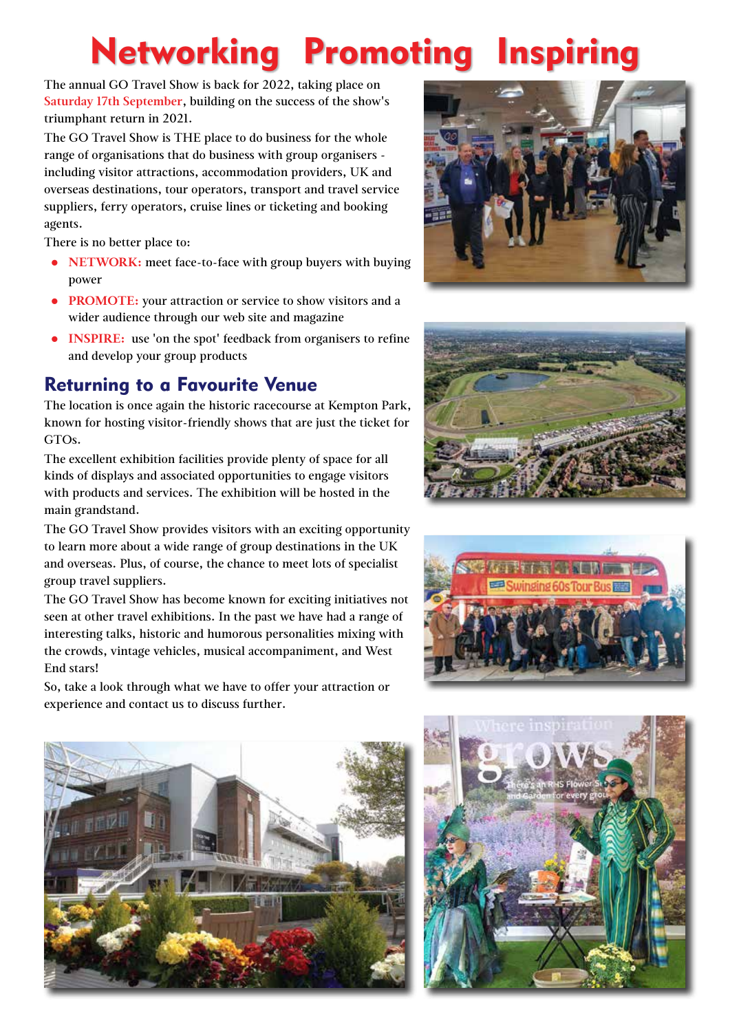# Networking Promoting Inspiring

The annual GO Travel Show is back for 2022, taking place on Saturday 17th September, building on the success of the show's triumphant return in 2021.

The GO Travel Show is THE place to do business for the whole range of organisations that do business with group organisers - including visitor attractions, accommodation providers, UK and overseas destinations, tour operators, transport and travel service suppliers, ferry operators, cruise lines or ticketing and booking agents.

There is no better place to:

- **NETWORK:** meet face-to-face with group buyers with buying power
- **PROMOTE:** your attraction or service to show visitors and a wider audience through our web site and magazine
- **INSPIRE:** use 'on the spot' feedback from organisers to refine and develop your group products

## Returning to a Favourite Venue

The location is once again the historic racecourse at Kempton Park, known for hosting visitor-friendly shows that are just the ticket for GTOs.

The excellent exhibition facilities provide plenty of space for all kinds of displays and associated opportunities to engage visitors with products and services. The exhibition will be hosted in the main grandstand.

The GO Travel Show provides visitors with an exciting opportunity to learn more about a wide range of group destinations in the UK and overseas. Plus, of course, the chance to meet lots of specialist group travel suppliers.

The GO Travel Show has become known for exciting initiatives not seen at other travel exhibitions. In the past we have had a range of interesting talks, historic and humorous personalities mixing with the crowds, vintage vehicles, musical accompaniment, and West End stars!

So, take a look through what we have to offer your attraction or experience and contact us to discuss further.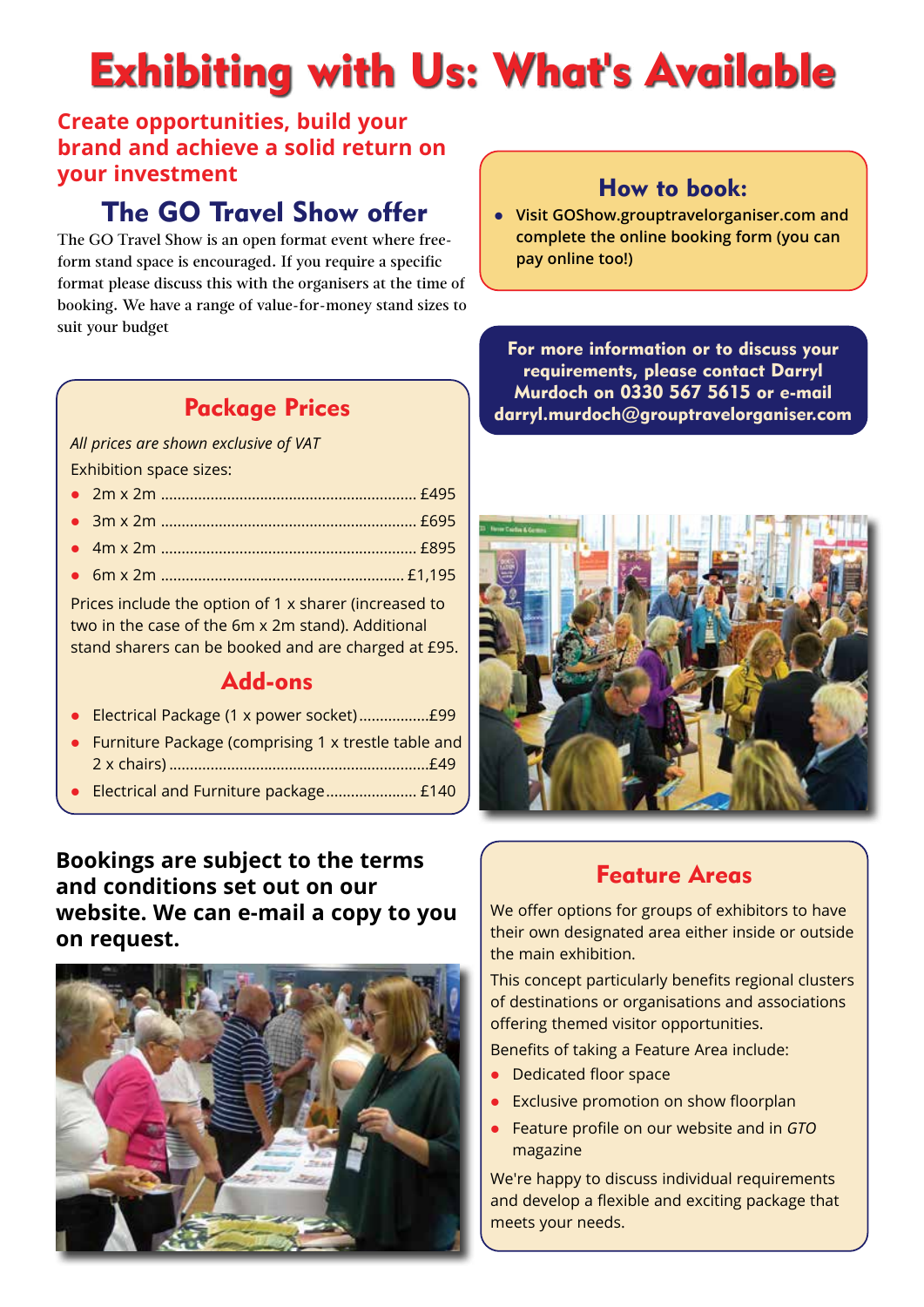# Exhibiting with Us: What's Available

**Create opportunities, build your brand and achieve a solid return on your investment**

## The GO Travel Show offer

The GO Travel Show is an open format event where free-form stand space is encouraged. If you require a specific format please discuss this with the organisers at the time of booking. We have a range of value-for-money stand sizes to suit your budget

## Package Prices

*All prices are shown exclusive of VAT*

Exhibition space sizes:

- 2m x 2m .......... £495
- 3m x 2m .......... £695
- 4m x 2m .......... £895
- 6m x 2m .......... £1,195

Prices include the option of 1 x sharer (increased to two in the case of the 6m x 2m stand). Additional stand sharers can be booked and are charged at £95.

### Add-ons

- Electrical Package (1 x power socket).......... £99
- Furniture Package (comprising 1 x trestle table and 2 x chairs).......... £49
- Electrical and Furniture package.......... £140

**Bookings are subject to the terms and conditions set out on our website. We can e-mail a copy to you on request.**

## How to book:

- Visit GOShow.grouptravelorganiser.com and complete the online booking form (you can pay online too!)

**For more information or to discuss your requirements, please contact Darryl Murdoch on 0330 567 5615 or e-mail darryl.murdoch@grouptravelorganiser.com**

## Feature Areas

We offer options for groups of exhibitors to have their own designated area either inside or outside the main exhibition.

This concept particularly benefits regional clusters of destinations or organisations and associations offering themed visitor opportunities.

Benefits of taking a Feature Area include:

- Dedicated floor space
- Exclusive promotion on show floorplan
- Feature profile on our website and in *GTO* magazine

We're happy to discuss individual requirements and develop a flexible and exciting package that meets your needs.